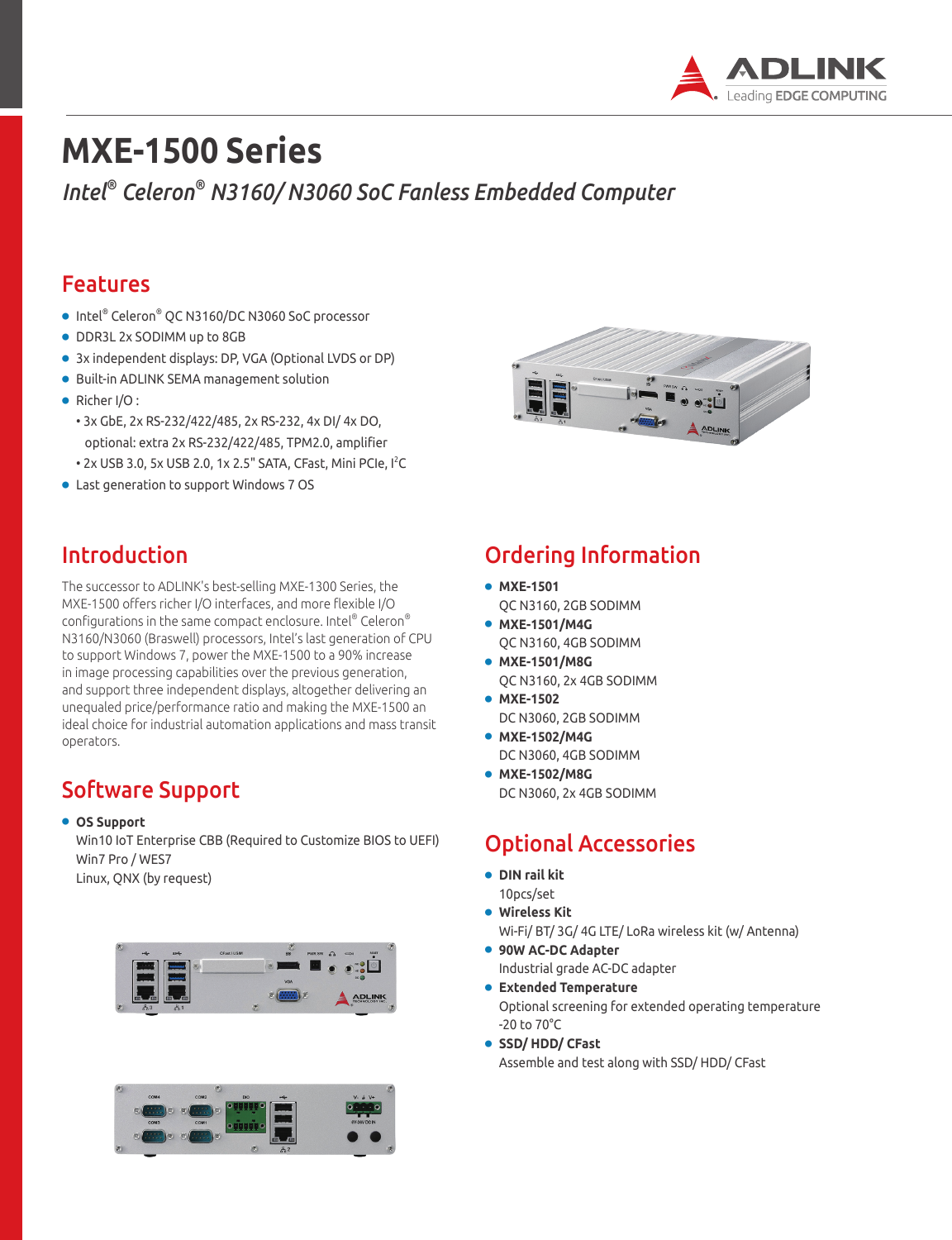# MXE-1500 Series

*Intel® Celeron® N3160/ N3060 SoC Fanless Embedded Computer*

## Features

- Intel® Celeron® QC N3160/DC N3060 SoC processor
- DDR3L 2x SODIMM up to 8GB
- 3x independent displays: DP, VGA (Optional LVDS or DP)
- Built-in ADLINK SEMA management solution
- Richer I/O :
  - 3x GbE, 2x RS-232/422/485, 2x RS-232, 4x DI/ 4x DO, optional: extra 2x RS-232/422/485, TPM2.0, amplifier
  - 2x USB 3.0, 5x USB 2.0, 1x 2.5" SATA, CFast, Mini PCIe, I²C
- Last generation to support Windows 7 OS

## Introduction

The successor to ADLINK's best-selling MXE-1300 Series, the MXE-1500 offers richer I/O interfaces, and more flexible I/O configurations in the same compact enclosure. Intel® Celeron® N3160/N3060 (Braswell) processors, Intel's last generation of CPU to support Windows 7, power the MXE-1500 to a 90% increase in image processing capabilities over the previous generation, and support three independent displays, altogether delivering an unequaled price/performance ratio and making the MXE-1500 an ideal choice for industrial automation applications and mass transit operators.

## Software Support

- **OS Support**
  Win10 IoT Enterprise CBB (Required to Customize BIOS to UEFI)
  Win7 Pro / WES7
  Linux, QNX (by request)

## Ordering Information

- **MXE-1501**
  QC N3160, 2GB SODIMM
- **MXE-1501/M4G**
  QC N3160, 4GB SODIMM
- **MXE-1501/M8G**
  QC N3160, 2x 4GB SODIMM
- **MXE-1502**
  DC N3060, 2GB SODIMM
- **MXE-1502/M4G**
  DC N3060, 4GB SODIMM
- **MXE-1502/M8G**
  DC N3060, 2x 4GB SODIMM

## Optional Accessories

- **DIN rail kit**
  10pcs/set
- **Wireless Kit**
  Wi-Fi/ BT/ 3G/ 4G LTE/ LoRa wireless kit (w/ Antenna)
- **90W AC-DC Adapter**
  Industrial grade AC-DC adapter
- **Extended Temperature**
  Optional screening for extended operating temperature -20 to 70°C
- **SSD/ HDD/ CFast**
  Assemble and test along with SSD/ HDD/ CFast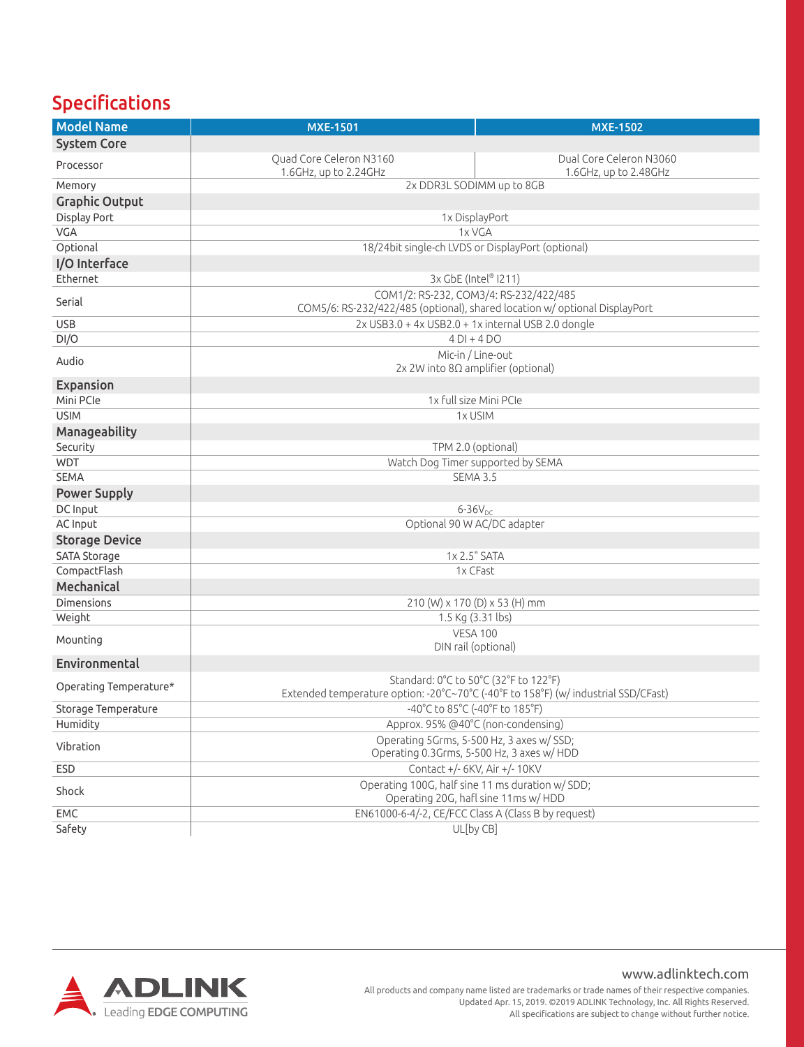## Specifications

| Model Name | MXE-1501 | MXE-1502 |
|---|---|---|
| **System Core** | | |
| Processor | Quad Core Celeron N3160<br>1.6GHz, up to 2.24GHz | Dual Core Celeron N3060<br>1.6GHz, up to 2.48GHz |
| Memory | 2x DDR3L SODIMM up to 8GB | |
| **Graphic Output** | | |
| Display Port | 1x DisplayPort | |
| VGA | 1x VGA | |
| Optional | 18/24bit single-ch LVDS or DisplayPort (optional) | |
| **I/O Interface** | | |
| Ethernet | 3x GbE (Intel® I211) | |
| Serial | COM1/2: RS-232, COM3/4: RS-232/422/485<br>COM5/6: RS-232/422/485 (optional), shared location w/ optional DisplayPort | |
| USB | 2x USB3.0 + 4x USB2.0 + 1x internal USB 2.0 dongle | |
| DI/O | 4 DI + 4 DO | |
| Audio | Mic-in / Line-out<br>2x 2W into 8Ω amplifier (optional) | |
| **Expansion** | | |
| Mini PCIe | 1x full size Mini PCIe | |
| USIM | 1x USIM | |
| **Manageability** | | |
| Security | TPM 2.0 (optional) | |
| WDT | Watch Dog Timer supported by SEMA | |
| SEMA | SEMA 3.5 | |
| **Power Supply** | | |
| DC Input | 6-36$V_{DC}$ | |
| AC Input | Optional 90 W AC/DC adapter | |
| **Storage Device** | | |
| SATA Storage | 1x 2.5" SATA | |
| CompactFlash | 1x CFast | |
| **Mechanical** | | |
| Dimensions | 210 (W) x 170 (D) x 53 (H) mm | |
| Weight | 1.5 Kg (3.31 lbs) | |
| Mounting | VESA 100<br>DIN rail (optional) | |
| **Environmental** | | |
| Operating Temperature* | Standard: 0°C to 50°C (32°F to 122°F)<br>Extended temperature option: -20°C~70°C (-40°F to 158°F) (w/ industrial SSD/CFast) | |
| Storage Temperature | -40°C to 85°C (-40°F to 185°F) | |
| Humidity | Approx. 95% @40°C (non-condensing) | |
| Vibration | Operating 5Grms, 5-500 Hz, 3 axes w/ SSD;<br>Operating 0.3Grms, 5-500 Hz, 3 axes w/ HDD | |
| ESD | Contact +/- 6KV, Air +/- 10KV | |
| Shock | Operating 100G, half sine 11 ms duration w/ SDD;<br>Operating 20G, hafl sine 11ms w/ HDD | |
| EMC | EN61000-6-4/-2, CE/FCC Class A (Class B by request) | |
| Safety | UL[by CB] | |

ADLINK Leading EDGE COMPUTING

www.adlinktech.com

All products and company name listed are trademarks or trade names of their respective companies.
Updated Apr. 15, 2019. ©2019 ADLINK Technology, Inc. All Rights Reserved.
All specifications are subject to change without further notice.